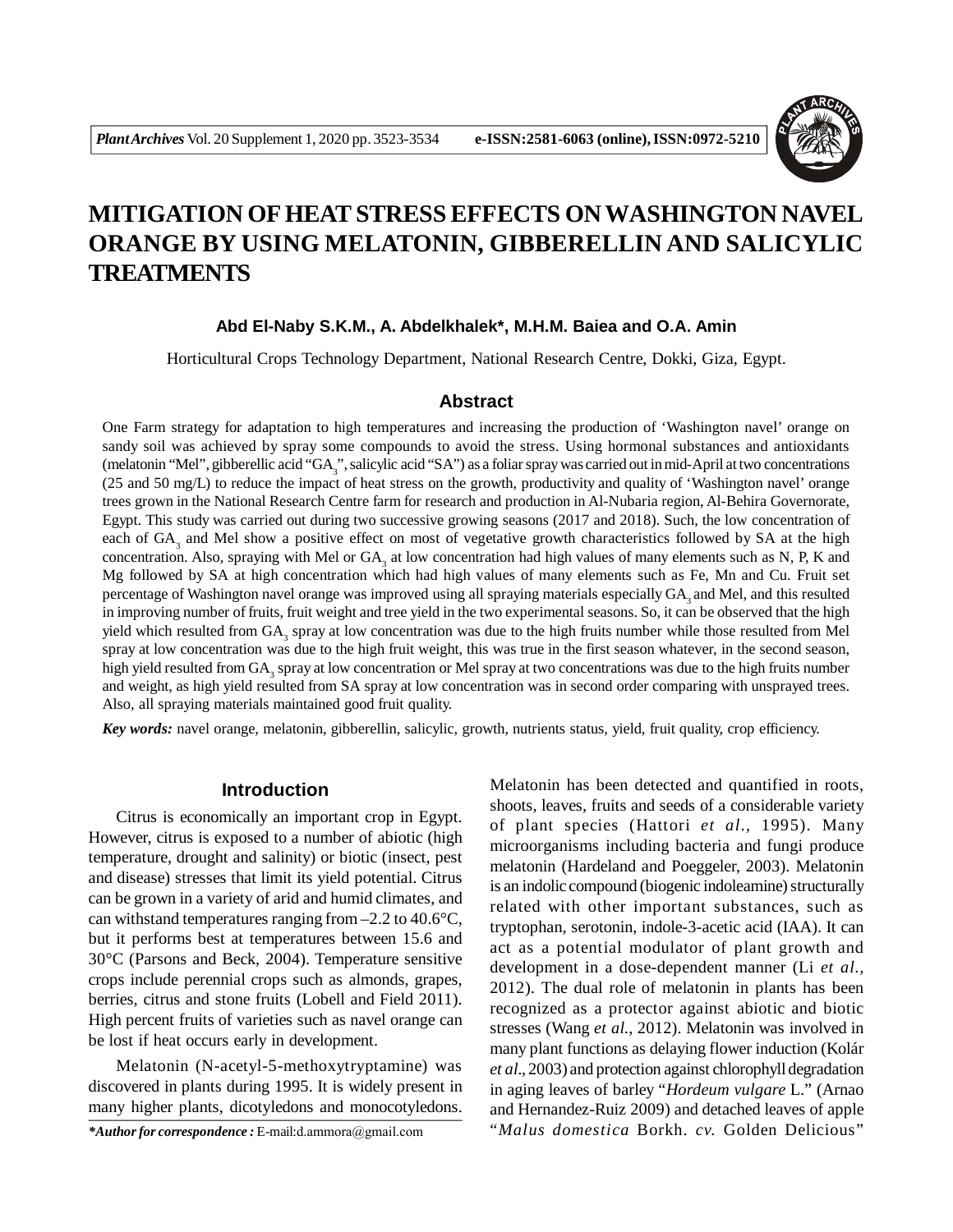# MITIGATION OF HEAT STRESS EFFECTS ON WASHINGTON NAVEL ORANGE BY USING MELATONIN, GIBBERELLIN AND SALICYLIC TREATMENTS

**Abd El-Naby S.K.M., A. Abdelkhalek*, M.H.M. Baiea and O.A. Amin**

Horticultural Crops Technology Department, National Research Centre, Dokki, Giza, Egypt.

## Abstract

One Farm strategy for adaptation to high temperatures and increasing the production of 'Washington navel' orange on sandy soil was achieved by spray some compounds to avoid the stress. Using hormonal substances and antioxidants (melatonin "Mel", gibberellic acid "$GA_3$", salicylic acid "SA") as a foliar spray was carried out in mid-April at two concentrations (25 and 50 mg/L) to reduce the impact of heat stress on the growth, productivity and quality of 'Washington navel' orange trees grown in the National Research Centre farm for research and production in Al-Nubaria region, Al-Behira Governorate, Egypt. This study was carried out during two successive growing seasons (2017 and 2018). Such, the low concentration of each of $GA_3$ and Mel show a positive effect on most of vegetative growth characteristics followed by SA at the high concentration. Also, spraying with Mel or $GA_3$ at low concentration had high values of many elements such as N, P, K and Mg followed by SA at high concentration which had high values of many elements such as Fe, Mn and Cu. Fruit set percentage of Washington navel orange was improved using all spraying materials especially $GA_3$ and Mel, and this resulted in improving number of fruits, fruit weight and tree yield in the two experimental seasons. So, it can be observed that the high yield which resulted from $GA_3$ spray at low concentration was due to the high fruits number while those resulted from Mel spray at low concentration was due to the high fruit weight, this was true in the first season whatever, in the second season, high yield resulted from $GA_3$ spray at low concentration or Mel spray at two concentrations was due to the high fruits number and weight, as high yield resulted from SA spray at low concentration was in second order comparing with unsprayed trees. Also, all spraying materials maintained good fruit quality.

***Key words:*** navel orange, melatonin, gibberellin, salicylic, growth, nutrients status, yield, fruit quality, crop efficiency.

## Introduction

Citrus is economically an important crop in Egypt. However, citrus is exposed to a number of abiotic (high temperature, drought and salinity) or biotic (insect, pest and disease) stresses that limit its yield potential. Citrus can be grown in a variety of arid and humid climates, and can withstand temperatures ranging from –2.2 to 40.6°C, but it performs best at temperatures between 15.6 and 30°C (Parsons and Beck, 2004). Temperature sensitive crops include perennial crops such as almonds, grapes, berries, citrus and stone fruits (Lobell and Field 2011). High percent fruits of varieties such as navel orange can be lost if heat occurs early in development.

Melatonin (N-acetyl-5-methoxytryptamine) was discovered in plants during 1995. It is widely present in many higher plants, dicotyledons and monocotyledons. Melatonin has been detected and quantified in roots, shoots, leaves, fruits and seeds of a considerable variety of plant species (Hattori *et al.,* 1995). Many microorganisms including bacteria and fungi produce melatonin (Hardeland and Poeggeler, 2003). Melatonin is an indolic compound (biogenic indoleamine) structurally related with other important substances, such as tryptophan, serotonin, indole-3-acetic acid (IAA). It can act as a potential modulator of plant growth and development in a dose-dependent manner (Li *et al.,* 2012). The dual role of melatonin in plants has been recognized as a protector against abiotic and biotic stresses (Wang *et al.,* 2012). Melatonin was involved in many plant functions as delaying flower induction (Kolár *et al*., 2003) and protection against chlorophyll degradation in aging leaves of barley "*Hordeum vulgare* L." (Arnao and Hernandez-Ruiz 2009) and detached leaves of apple "*Malus domestica* Borkh. *cv.* Golden Delicious"

***Author for correspondence :** E-mail:d.ammora@gmail.com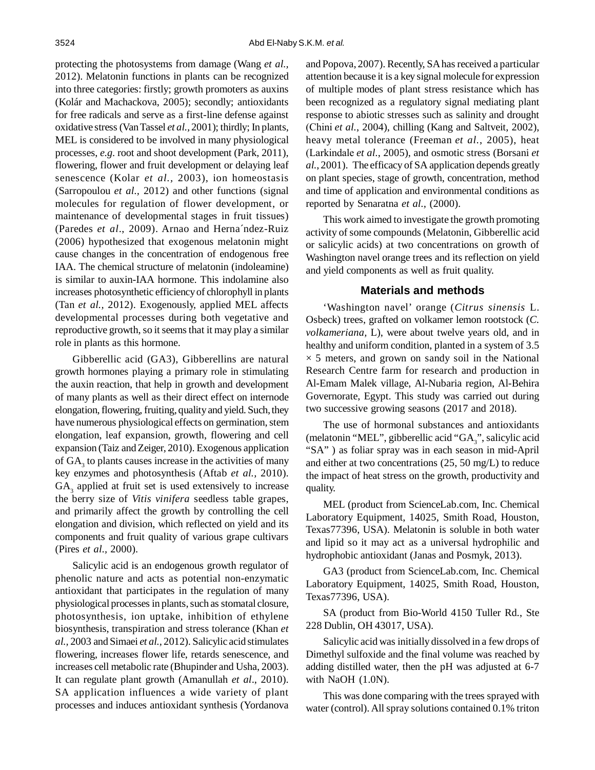protecting the photosystems from damage (Wang *et al.,* 2012). Melatonin functions in plants can be recognized into three categories: firstly; growth promoters as auxins (Kolár and Machackova, 2005); secondly; antioxidants for free radicals and serve as a first-line defense against oxidative stress (Van Tassel *et al.,* 2001); thirdly; In plants, MEL is considered to be involved in many physiological processes, *e.g.* root and shoot development (Park, 2011), flowering, flower and fruit development or delaying leaf senescence (Kolar *et al.,* 2003), ion homeostasis (Sarropoulou *et al.,* 2012) and other functions (signal molecules for regulation of flower development, or maintenance of developmental stages in fruit tissues) (Paredes *et al*., 2009). Arnao and Herna´ndez-Ruiz (2006) hypothesized that exogenous melatonin might cause changes in the concentration of endogenous free IAA. The chemical structure of melatonin (indoleamine) is similar to auxin-IAA hormone. This indolamine also increases photosynthetic efficiency of chlorophyll in plants (Tan *et al.,* 2012). Exogenously, applied MEL affects developmental processes during both vegetative and reproductive growth, so it seems that it may play a similar role in plants as this hormone.

Gibberellic acid (GA3), Gibberellins are natural growth hormones playing a primary role in stimulating the auxin reaction, that help in growth and development of many plants as well as their direct effect on internode elongation, flowering, fruiting, quality and yield. Such, they have numerous physiological effects on germination, stem elongation, leaf expansion, growth, flowering and cell expansion (Taiz and Zeiger, 2010). Exogenous application of $GA_3$ to plants causes increase in the activities of many key enzymes and photosynthesis (Aftab *et al.,* 2010). $GA_3$ applied at fruit set is used extensively to increase the berry size of *Vitis vinifera* seedless table grapes, and primarily affect the growth by controlling the cell elongation and division, which reflected on yield and its components and fruit quality of various grape cultivars (Pires *et al.,* 2000).

Salicylic acid is an endogenous growth regulator of phenolic nature and acts as potential non-enzymatic antioxidant that participates in the regulation of many physiological processes in plants, such as stomatal closure, photosynthesis, ion uptake, inhibition of ethylene biosynthesis, transpiration and stress tolerance (Khan *et al.,* 2003 and Simaei *et al.,* 2012). Salicylic acid stimulates flowering, increases flower life, retards senescence, and increases cell metabolic rate (Bhupinder and Usha, 2003). It can regulate plant growth (Amanullah *et al*., 2010). SA application influences a wide variety of plant processes and induces antioxidant synthesis (Yordanova and Popova, 2007). Recently, SA has received a particular attention because it is a key signal molecule for expression of multiple modes of plant stress resistance which has been recognized as a regulatory signal mediating plant response to abiotic stresses such as salinity and drought (Chini *et al.*, 2004), chilling (Kang and Saltveit, 2002), heavy metal tolerance (Freeman *et al.*, 2005), heat (Larkindale *et al*., 2005), and osmotic stress (Borsani *et al.*, 2001). The efficacy of SA application depends greatly on plant species, stage of growth, concentration, method and time of application and environmental conditions as reported by Senaratna *et al*., (2000).

This work aimed to investigate the growth promoting activity of some compounds (Melatonin, Gibberellic acid or salicylic acids) at two concentrations on growth of Washington navel orange trees and its reflection on yield and yield components as well as fruit quality.

## Materials and methods

'Washington navel' orange (*Citrus sinensis* L. Osbeck) trees, grafted on volkamer lemon rootstock (*C. volkameriana*, L), were about twelve years old, and in healthy and uniform condition, planted in a system of 3.5 × 5 meters, and grown on sandy soil in the National Research Centre farm for research and production in Al-Emam Malek village, Al-Nubaria region, Al-Behira Governorate, Egypt. This study was carried out during two successive growing seasons (2017 and 2018).

The use of hormonal substances and antioxidants (melatonin "MEL", gibberellic acid "$GA_3$", salicylic acid "SA" ) as foliar spray was in each season in mid-April and either at two concentrations (25, 50 mg/L) to reduce the impact of heat stress on the growth, productivity and quality.

MEL (product from ScienceLab.com, Inc. Chemical Laboratory Equipment, 14025, Smith Road, Houston, Texas77396, USA). Melatonin is soluble in both water and lipid so it may act as a universal hydrophilic and hydrophobic antioxidant (Janas and Posmyk, 2013).

GA3 (product from ScienceLab.com, Inc. Chemical Laboratory Equipment, 14025, Smith Road, Houston, Texas77396, USA).

SA (product from Bio-World 4150 Tuller Rd., Ste 228 Dublin, OH 43017, USA).

Salicylic acid was initially dissolved in a few drops of Dimethyl sulfoxide and the final volume was reached by adding distilled water, then the pH was adjusted at 6-7 with NaOH (1.0N).

This was done comparing with the trees sprayed with water (control). All spray solutions contained 0.1% triton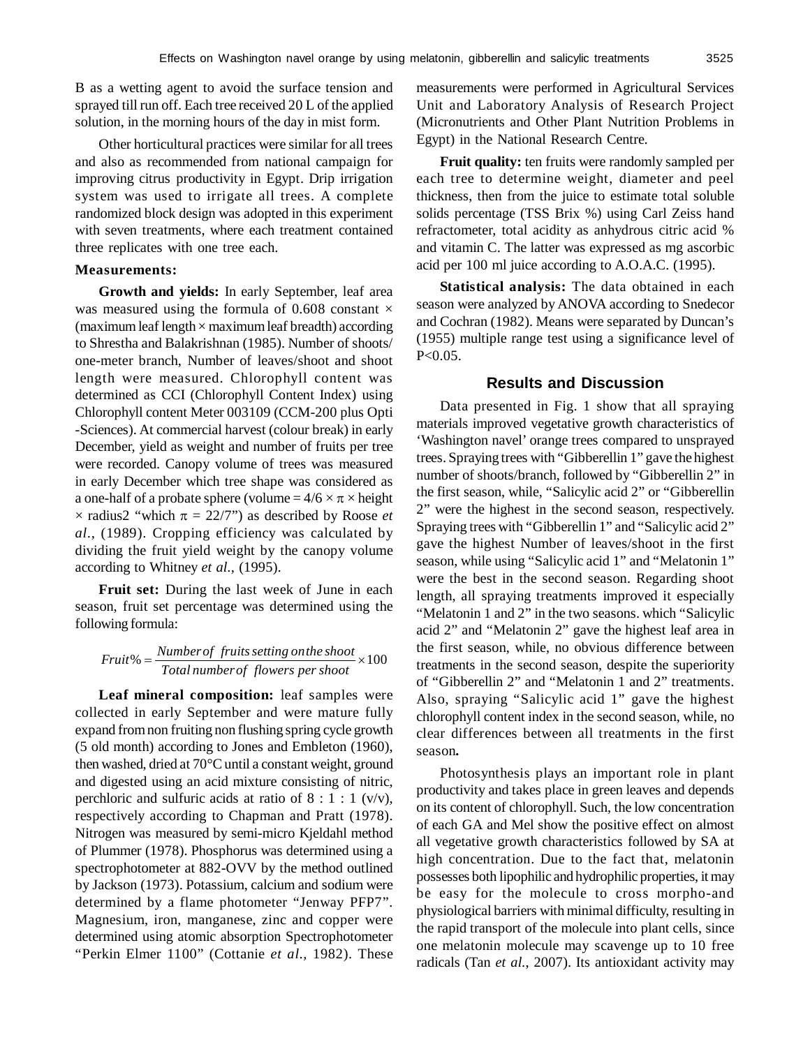B as a wetting agent to avoid the surface tension and sprayed till run off. Each tree received 20 L of the applied solution, in the morning hours of the day in mist form.

Other horticultural practices were similar for all trees and also as recommended from national campaign for improving citrus productivity in Egypt. Drip irrigation system was used to irrigate all trees. A complete randomized block design was adopted in this experiment with seven treatments, where each treatment contained three replicates with one tree each.

### Measurements:

**Growth and yields:** In early September, leaf area was measured using the formula of 0.608 constant × (maximum leaf length × maximum leaf breadth) according to Shrestha and Balakrishnan (1985). Number of shoots/ one-meter branch, Number of leaves/shoot and shoot length were measured. Chlorophyll content was determined as CCI (Chlorophyll Content Index) using Chlorophyll content Meter 003109 (CCM-200 plus Opti -Sciences). At commercial harvest (colour break) in early December, yield as weight and number of fruits per tree were recorded. Canopy volume of trees was measured in early December which tree shape was considered as a one-half of a probate sphere (volume = 4/6 × π × height × radius2 "which π = 22/7") as described by Roose *et al.,* (1989). Cropping efficiency was calculated by dividing the fruit yield weight by the canopy volume according to Whitney *et al.,* (1995).

**Fruit set:** During the last week of June in each season, fruit set percentage was determined using the following formula:

$$Fruit\% = \frac{Number\ of\ \ fruits\ setting\ on\ the\ shoot}{Total\ number\ of\ \ flowers\ per\ shoot} \times 100$$

**Leaf mineral composition:** leaf samples were collected in early September and were mature fully expand from non fruiting non flushing spring cycle growth (5 old month) according to Jones and Embleton (1960), then washed, dried at 70°C until a constant weight, ground and digested using an acid mixture consisting of nitric, perchloric and sulfuric acids at ratio of 8 : 1 : 1 (v/v), respectively according to Chapman and Pratt (1978). Nitrogen was measured by semi-micro Kjeldahl method of Plummer (1978). Phosphorus was determined using a spectrophotometer at 882-OVV by the method outlined by Jackson (1973). Potassium, calcium and sodium were determined by a flame photometer "Jenway PFP7". Magnesium, iron, manganese, zinc and copper were determined using atomic absorption Spectrophotometer "Perkin Elmer 1100" (Cottanie *et al.,* 1982). These measurements were performed in Agricultural Services Unit and Laboratory Analysis of Research Project (Micronutrients and Other Plant Nutrition Problems in Egypt) in the National Research Centre.

**Fruit quality:** ten fruits were randomly sampled per each tree to determine weight, diameter and peel thickness, then from the juice to estimate total soluble solids percentage (TSS Brix %) using Carl Zeiss hand refractometer, total acidity as anhydrous citric acid % and vitamin C. The latter was expressed as mg ascorbic acid per 100 ml juice according to A.O.A.C. (1995).

**Statistical analysis:** The data obtained in each season were analyzed by ANOVA according to Snedecor and Cochran (1982). Means were separated by Duncan's (1955) multiple range test using a significance level of $P<0.05$.

## Results and Discussion

Data presented in Fig. 1 show that all spraying materials improved vegetative growth characteristics of 'Washington navel' orange trees compared to unsprayed trees. Spraying trees with "Gibberellin 1" gave the highest number of shoots/branch, followed by "Gibberellin 2" in the first season, while, "Salicylic acid 2" or "Gibberellin 2" were the highest in the second season, respectively. Spraying trees with "Gibberellin 1" and "Salicylic acid 2" gave the highest Number of leaves/shoot in the first season, while using "Salicylic acid 1" and "Melatonin 1" were the best in the second season. Regarding shoot length, all spraying treatments improved it especially "Melatonin 1 and 2" in the two seasons. which "Salicylic acid 2" and "Melatonin 2" gave the highest leaf area in the first season, while, no obvious difference between treatments in the second season, despite the superiority of "Gibberellin 2" and "Melatonin 1 and 2" treatments. Also, spraying "Salicylic acid 1" gave the highest chlorophyll content index in the second season, while, no clear differences between all treatments in the first season**.**

Photosynthesis plays an important role in plant productivity and takes place in green leaves and depends on its content of chlorophyll. Such, the low concentration of each GA and Mel show the positive effect on almost all vegetative growth characteristics followed by SA at high concentration. Due to the fact that, melatonin possesses both lipophilic and hydrophilic properties, it may be easy for the molecule to cross morpho-and physiological barriers with minimal difficulty, resulting in the rapid transport of the molecule into plant cells, since one melatonin molecule may scavenge up to 10 free radicals (Tan *et al.,* 2007). Its antioxidant activity may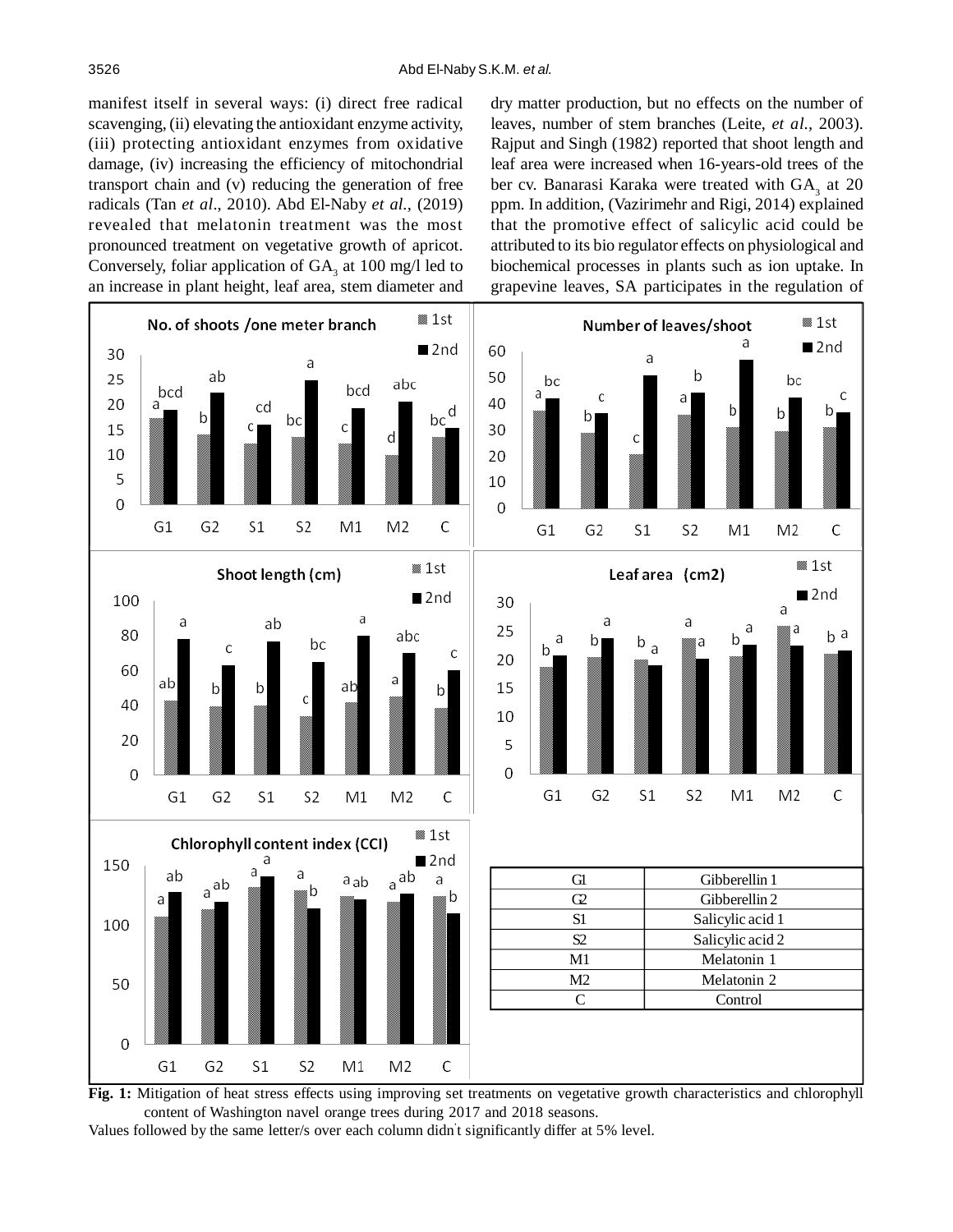manifest itself in several ways: (i) direct free radical scavenging, (ii) elevating the antioxidant enzyme activity, (iii) protecting antioxidant enzymes from oxidative damage, (iv) increasing the efficiency of mitochondrial transport chain and (v) reducing the generation of free radicals (Tan *et al*., 2010). Abd El-Naby *et al.,* (2019) revealed that melatonin treatment was the most pronounced treatment on vegetative growth of apricot. Conversely, foliar application of $GA_3$ at 100 mg/l led to an increase in plant height, leaf area, stem diameter and dry matter production, but no effects on the number of leaves, number of stem branches (Leite, *et al.,* 2003). Rajput and Singh (1982) reported that shoot length and leaf area were increased when 16-years-old trees of the ber cv. Banarasi Karaka were treated with $GA_3$ at 20 ppm. In addition, (Vazirimehr and Rigi, 2014) explained that the promotive effect of salicylic acid could be attributed to its bio regulator effects on physiological and biochemical processes in plants such as ion uptake. In grapevine leaves, SA participates in the regulation of

| | |
|---|---|
| G1 | Gibberellin 1 |
| G2 | Gibberellin 2 |
| S1 | Salicylic acid 1 |
| S2 | Salicylic acid 2 |
| M1 | Melatonin 1 |
| M2 | Melatonin 2 |
| C | Control |

**Fig. 1:** Mitigation of heat stress effects using improving set treatments on vegetative growth characteristics and chlorophyll content of Washington navel orange trees during 2017 and 2018 seasons.

Values followed by the same letter/s over each column didn't significantly differ at 5% level.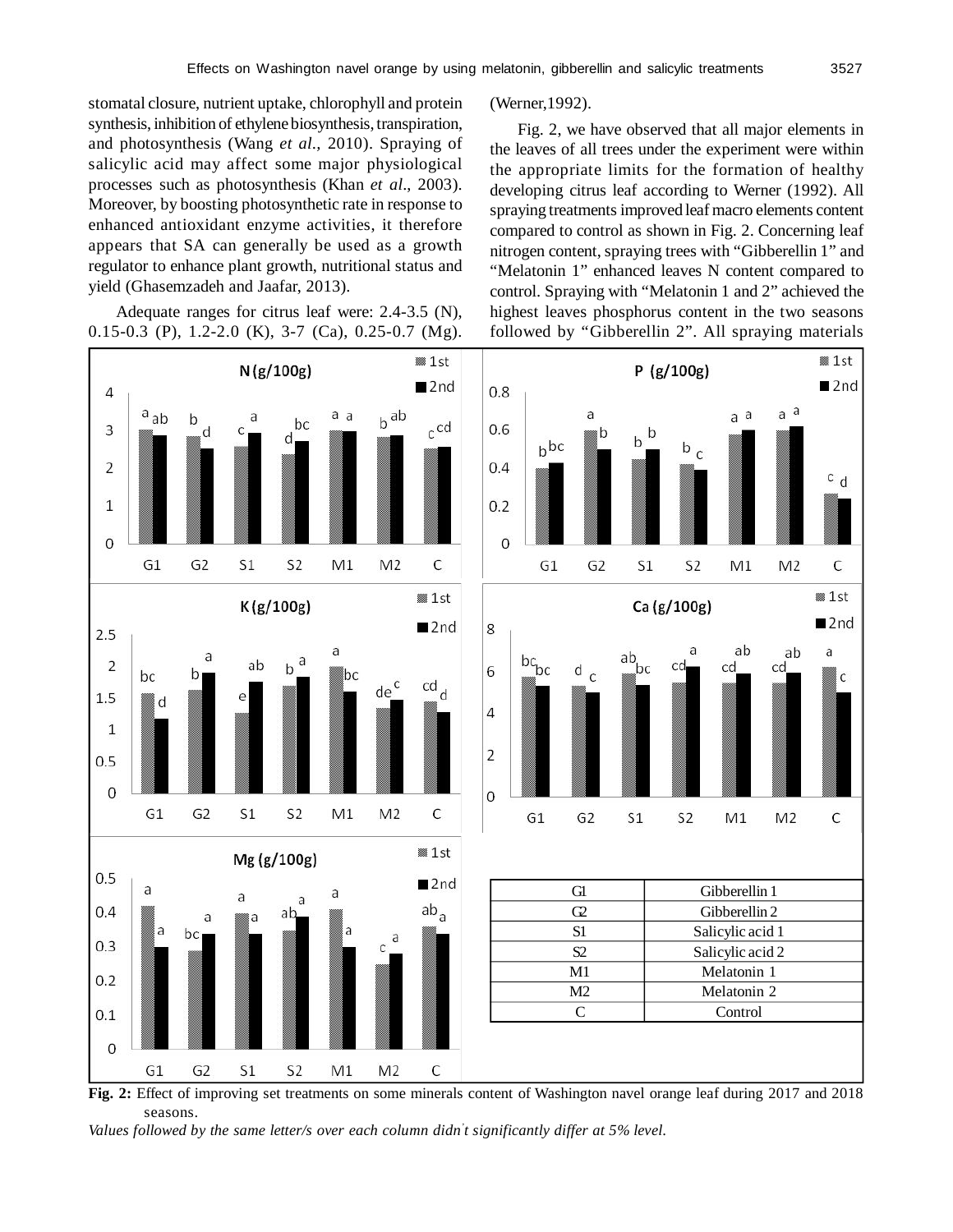stomatal closure, nutrient uptake, chlorophyll and protein synthesis, inhibition of ethylene biosynthesis, transpiration, and photosynthesis (Wang *et al.,* 2010). Spraying of salicylic acid may affect some major physiological processes such as photosynthesis (Khan *et al*., 2003). Moreover, by boosting photosynthetic rate in response to enhanced antioxidant enzyme activities, it therefore appears that SA can generally be used as a growth regulator to enhance plant growth, nutritional status and yield (Ghasemzadeh and Jaafar, 2013).

Adequate ranges for citrus leaf were: 2.4-3.5 (N), 0.15-0.3 (P), 1.2-2.0 (K), 3-7 (Ca), 0.25-0.7 (Mg). (Werner,1992).

Fig. 2, we have observed that all major elements in the leaves of all trees under the experiment were within the appropriate limits for the formation of healthy developing citrus leaf according to Werner (1992). All spraying treatments improved leaf macro elements content compared to control as shown in Fig. 2. Concerning leaf nitrogen content, spraying trees with "Gibberellin 1" and "Melatonin 1" enhanced leaves N content compared to control. Spraying with "Melatonin 1 and 2" achieved the highest leaves phosphorus content in the two seasons followed by "Gibberellin 2". All spraying materials

| G1 | Gibberellin 1 |
|---|---|
| G2 | Gibberellin 2 |
| S1 | Salicylic acid 1 |
| S2 | Salicylic acid 2 |
| M1 | Melatonin 1 |
| M2 | Melatonin 2 |
| C | Control |

**Fig. 2:** Effect of improving set treatments on some minerals content of Washington navel orange leaf during 2017 and 2018 seasons.

*Values followed by the same letter/s over each column didn't significantly differ at 5% level.*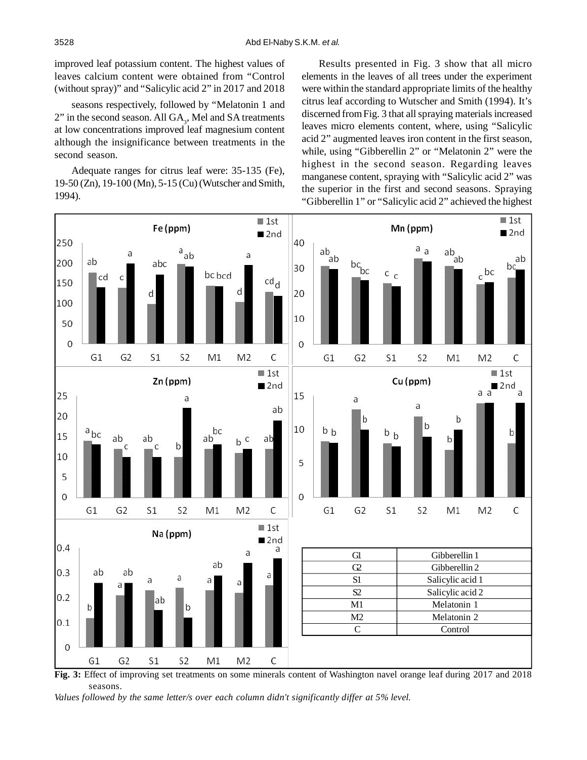improved leaf potassium content. The highest values of leaves calcium content were obtained from "Control (without spray)" and "Salicylic acid 2" in 2017 and 2018 seasons respectively, followed by "Melatonin 1 and 2" in the second season. All $GA_3$, Mel and SA treatments at low concentrations improved leaf magnesium content although the insignificance between treatments in the second season.

Adequate ranges for citrus leaf were: 35-135 (Fe), 19-50 (Zn), 19-100 (Mn), 5-15 (Cu) (Wutscher and Smith, 1994).

Results presented in Fig. 3 show that all micro elements in the leaves of all trees under the experiment were within the standard appropriate limits of the healthy citrus leaf according to Wutscher and Smith (1994). It's discerned from Fig. 3 that all spraying materials increased leaves micro elements content, where, using "Salicylic acid 2" augmented leaves iron content in the first season, while, using "Gibberellin 2" or "Melatonin 2" were the highest in the second season. Regarding leaves manganese content, spraying with "Salicylic acid 2" was the superior in the first and second seasons. Spraying "Gibberellin 1" or "Salicylic acid 2" achieved the highest

| G1 | Gibberellin 1 |
|---|---|
| G2 | Gibberellin 2 |
| S1 | Salicylic acid 1 |
| S2 | Salicylic acid 2 |
| M1 | Melatonin 1 |
| M2 | Melatonin 2 |
| C | Control |

**Fig. 3:** Effect of improving set treatments on some minerals content of Washington navel orange leaf during 2017 and 2018 seasons.

*Values followed by the same letter/s over each column didn't significantly differ at 5% level.*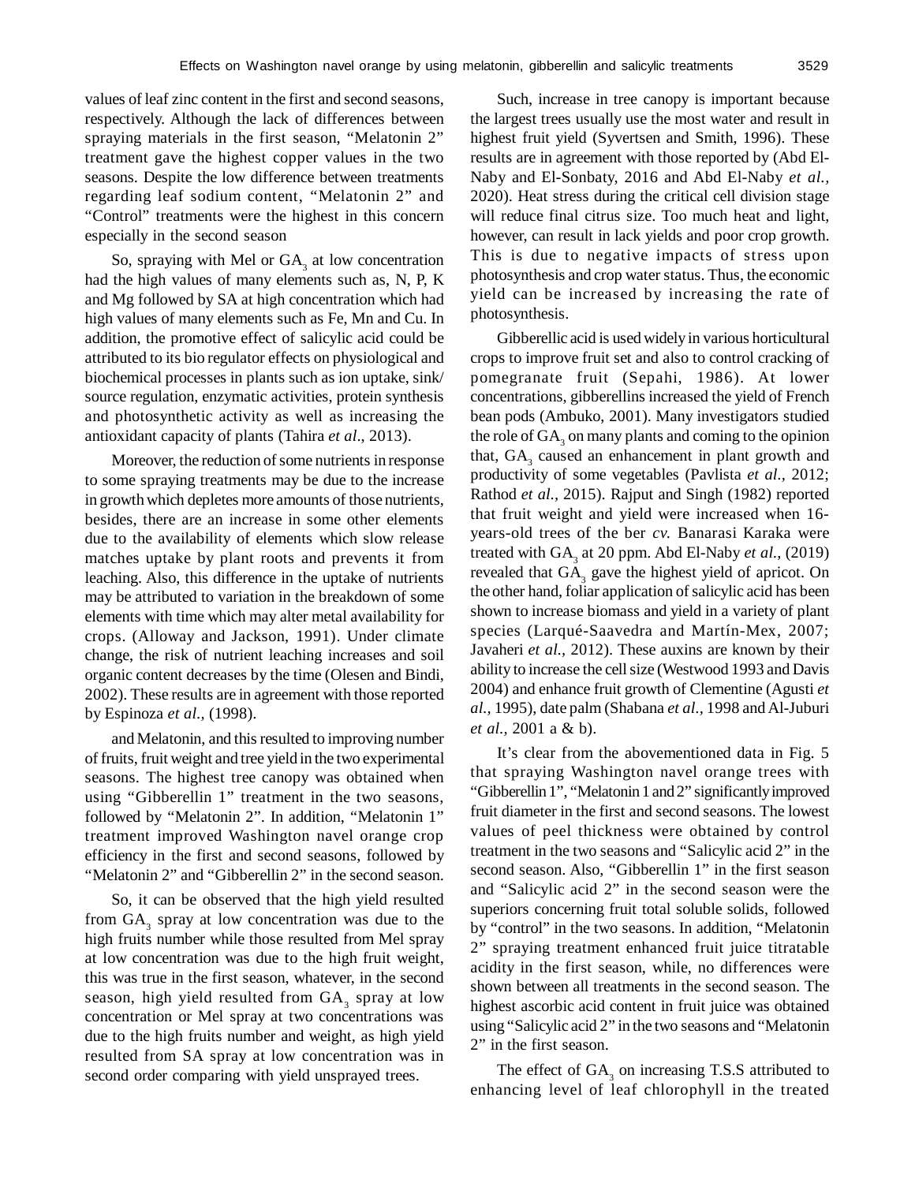values of leaf zinc content in the first and second seasons, respectively. Although the lack of differences between spraying materials in the first season, "Melatonin 2" treatment gave the highest copper values in the two seasons. Despite the low difference between treatments regarding leaf sodium content, "Melatonin 2" and "Control" treatments were the highest in this concern especially in the second season

So, spraying with Mel or $GA_3$ at low concentration had the high values of many elements such as, N, P, K and Mg followed by SA at high concentration which had high values of many elements such as Fe, Mn and Cu. In addition, the promotive effect of salicylic acid could be attributed to its bio regulator effects on physiological and biochemical processes in plants such as ion uptake, sink/source regulation, enzymatic activities, protein synthesis and photosynthetic activity as well as increasing the antioxidant capacity of plants (Tahira *et al*., 2013).

Moreover, the reduction of some nutrients in response to some spraying treatments may be due to the increase in growth which depletes more amounts of those nutrients, besides, there are an increase in some other elements due to the availability of elements which slow release matches uptake by plant roots and prevents it from leaching. Also, this difference in the uptake of nutrients may be attributed to variation in the breakdown of some elements with time which may alter metal availability for crops. (Alloway and Jackson, 1991). Under climate change, the risk of nutrient leaching increases and soil organic content decreases by the time (Olesen and Bindi, 2002). These results are in agreement with those reported by Espinoza *et al.,* (1998).

and Melatonin, and this resulted to improving number of fruits, fruit weight and tree yield in the two experimental seasons. The highest tree canopy was obtained when using "Gibberellin 1" treatment in the two seasons, followed by "Melatonin 2". In addition, "Melatonin 1" treatment improved Washington navel orange crop efficiency in the first and second seasons, followed by "Melatonin 2" and "Gibberellin 2" in the second season.

So, it can be observed that the high yield resulted from $GA_3$ spray at low concentration was due to the high fruits number while those resulted from Mel spray at low concentration was due to the high fruit weight, this was true in the first season, whatever, in the second season, high yield resulted from $GA_3$ spray at low concentration or Mel spray at two concentrations was due to the high fruits number and weight, as high yield resulted from SA spray at low concentration was in second order comparing with yield unsprayed trees.

Such, increase in tree canopy is important because the largest trees usually use the most water and result in highest fruit yield (Syvertsen and Smith, 1996). These results are in agreement with those reported by (Abd El-Naby and El-Sonbaty, 2016 and Abd El-Naby *et al.,* 2020). Heat stress during the critical cell division stage will reduce final citrus size. Too much heat and light, however, can result in lack yields and poor crop growth. This is due to negative impacts of stress upon photosynthesis and crop water status. Thus, the economic yield can be increased by increasing the rate of photosynthesis.

Gibberellic acid is used widely in various horticultural crops to improve fruit set and also to control cracking of pomegranate fruit (Sepahi, 1986). At lower concentrations, gibberellins increased the yield of French bean pods (Ambuko, 2001). Many investigators studied the role of $GA_3$ on many plants and coming to the opinion that, $GA_3$ caused an enhancement in plant growth and productivity of some vegetables (Pavlista *et al.,* 2012; Rathod *et al.,* 2015). Rajput and Singh (1982) reported that fruit weight and yield were increased when 16-years-old trees of the ber *cv.* Banarasi Karaka were treated with $GA_3$ at 20 ppm. Abd El-Naby *et al.,* (2019) revealed that $GA_3$ gave the highest yield of apricot. On the other hand, foliar application of salicylic acid has been shown to increase biomass and yield in a variety of plant species (Larqué-Saavedra and Martín-Mex, 2007; Javaheri *et al.,* 2012). These auxins are known by their ability to increase the cell size (Westwood 1993 and Davis 2004) and enhance fruit growth of Clementine (Agusti *et al.,* 1995), date palm (Shabana *et al.,* 1998 and Al-Juburi *et al.,* 2001 a & b).

It's clear from the abovementioned data in Fig. 5 that spraying Washington navel orange trees with "Gibberellin 1", "Melatonin 1 and 2" significantly improved fruit diameter in the first and second seasons. The lowest values of peel thickness were obtained by control treatment in the two seasons and "Salicylic acid 2" in the second season. Also, "Gibberellin 1" in the first season and "Salicylic acid 2" in the second season were the superiors concerning fruit total soluble solids, followed by "control" in the two seasons. In addition, "Melatonin 2" spraying treatment enhanced fruit juice titratable acidity in the first season, while, no differences were shown between all treatments in the second season. The highest ascorbic acid content in fruit juice was obtained using "Salicylic acid 2" in the two seasons and "Melatonin 2" in the first season.

The effect of $GA_3$ on increasing T.S.S attributed to enhancing level of leaf chlorophyll in the treated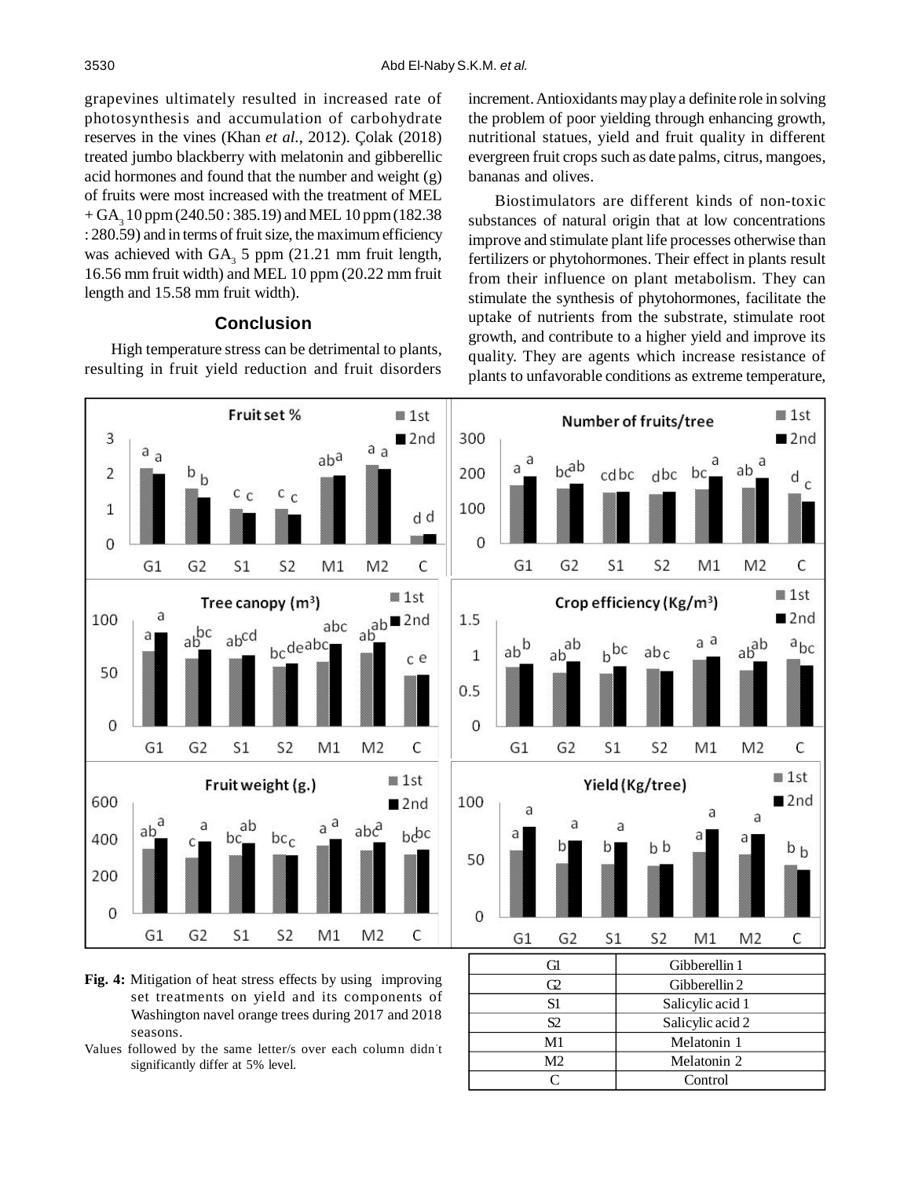grapevines ultimately resulted in increased rate of photosynthesis and accumulation of carbohydrate reserves in the vines (Khan *et al.*, 2012). Çolak (2018) treated jumbo blackberry with melatonin and gibberellic acid hormones and found that the number and weight (g) of fruits were most increased with the treatment of MEL + $GA_3$ 10 ppm (240.50 : 385.19) and MEL 10 ppm (182.38 : 280.59) and in terms of fruit size, the maximum efficiency was achieved with $GA_3$ 5 ppm (21.21 mm fruit length, 16.56 mm fruit width) and MEL 10 ppm (20.22 mm fruit length and 15.58 mm fruit width).

## Conclusion

High temperature stress can be detrimental to plants, resulting in fruit yield reduction and fruit disorders increment. Antioxidants may play a definite role in solving the problem of poor yielding through enhancing growth, nutritional statues, yield and fruit quality in different evergreen fruit crops such as date palms, citrus, mangoes, bananas and olives.

Biostimulators are different kinds of non-toxic substances of natural origin that at low concentrations improve and stimulate plant life processes otherwise than fertilizers or phytohormones. Their effect in plants result from their influence on plant metabolism. They can stimulate the synthesis of phytohormones, facilitate the uptake of nutrients from the substrate, stimulate root growth, and contribute to a higher yield and improve its quality. They are agents which increase resistance of plants to unfavorable conditions as extreme temperature,

**Fig. 4:** Mitigation of heat stress effects by using improving set treatments on yield and its components of Washington navel orange trees during 2017 and 2018 seasons.

Values followed by the same letter/s over each column didn't significantly differ at 5% level.

| G1 | Gibberellin 1 |
|---|---|
| G2 | Gibberellin 2 |
| S1 | Salicylic acid 1 |
| S2 | Salicylic acid 2 |
| M1 | Melatonin 1 |
| M2 | Melatonin 2 |
| C | Control |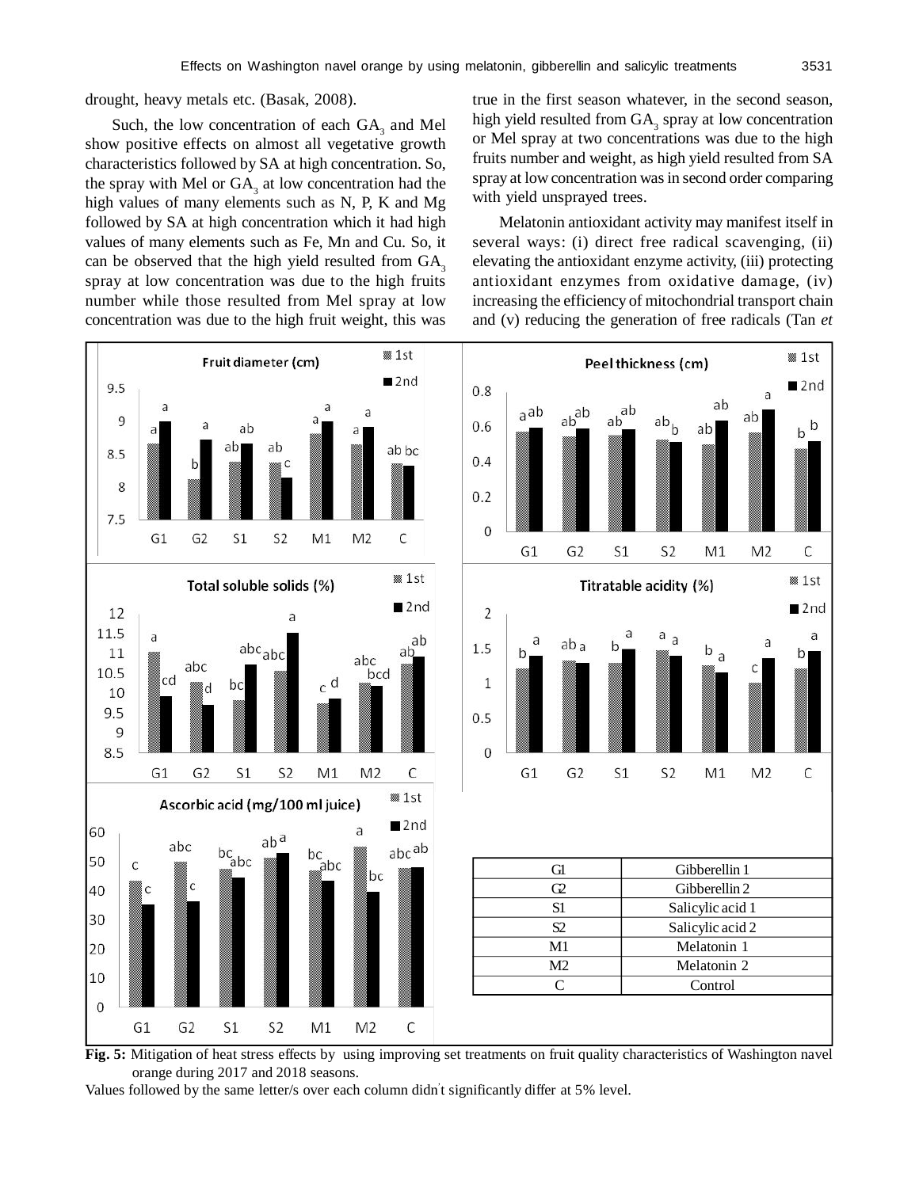drought, heavy metals etc. (Basak, 2008).

Such, the low concentration of each $GA_3$ and Mel show positive effects on almost all vegetative growth characteristics followed by SA at high concentration. So, the spray with Mel or $GA_3$ at low concentration had the high values of many elements such as N, P, K and Mg followed by SA at high concentration which it had high values of many elements such as Fe, Mn and Cu. So, it can be observed that the high yield resulted from $GA_3$ spray at low concentration was due to the high fruits number while those resulted from Mel spray at low concentration was due to the high fruit weight, this was true in the first season whatever, in the second season, high yield resulted from $GA_3$ spray at low concentration or Mel spray at two concentrations was due to the high fruits number and weight, as high yield resulted from SA spray at low concentration was in second order comparing with yield unsprayed trees.

Melatonin antioxidant activity may manifest itself in several ways: (i) direct free radical scavenging, (ii) elevating the antioxidant enzyme activity, (iii) protecting antioxidant enzymes from oxidative damage, (iv) increasing the efficiency of mitochondrial transport chain and (v) reducing the generation of free radicals (Tan *et*

| G1 | Gibberellin 1 |
|---|---|
| G2 | Gibberellin 2 |
| S1 | Salicylic acid 1 |
| S2 | Salicylic acid 2 |
| M1 | Melatonin 1 |
| M2 | Melatonin 2 |
| C | Control |

**Fig. 5:** Mitigation of heat stress effects by using improving set treatments on fruit quality characteristics of Washington navel orange during 2017 and 2018 seasons.

Values followed by the same letter/s over each column didn't significantly differ at 5% level.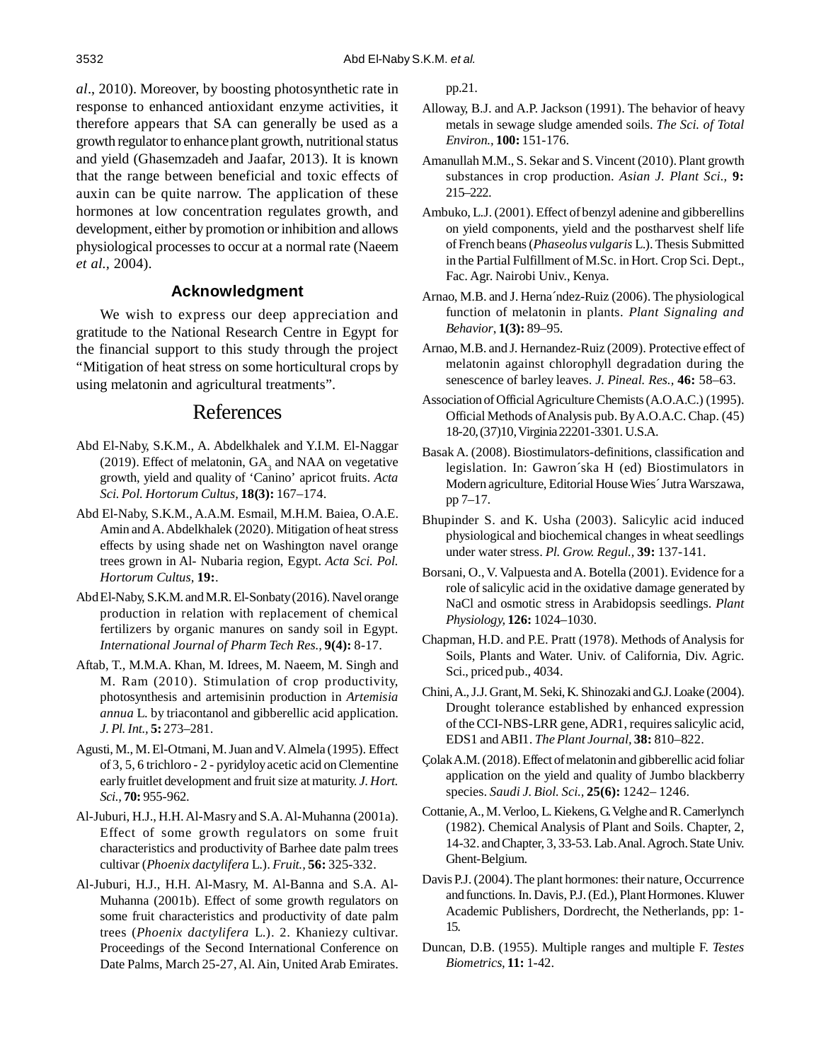*al*., 2010). Moreover, by boosting photosynthetic rate in response to enhanced antioxidant enzyme activities, it therefore appears that SA can generally be used as a growth regulator to enhance plant growth, nutritional status and yield (Ghasemzadeh and Jaafar, 2013). It is known that the range between beneficial and toxic effects of auxin can be quite narrow. The application of these hormones at low concentration regulates growth, and development, either by promotion or inhibition and allows physiological processes to occur at a normal rate (Naeem *et al.,* 2004).

### Acknowledgment

We wish to express our deep appreciation and gratitude to the National Research Centre in Egypt for the financial support to this study through the project "Mitigation of heat stress on some horticultural crops by using melatonin and agricultural treatments".

## References

Abd El-Naby, S.K.M., A. Abdelkhalek and Y.I.M. El-Naggar (2019). Effect of melatonin, $GA_3$ and NAA on vegetative growth, yield and quality of 'Canino' apricot fruits. *Acta Sci. Pol. Hortorum Cultus,* **18(3):** 167–174.

Abd El-Naby, S.K.M., A.A.M. Esmail, M.H.M. Baiea, O.A.E. Amin and A. Abdelkhalek (2020). Mitigation of heat stress effects by using shade net on Washington navel orange trees grown in Al- Nubaria region, Egypt. *Acta Sci. Pol. Hortorum Cultus,* **19:**.

Abd El-Naby, S.K.M. and M.R. El-Sonbaty (2016). Navel orange production in relation with replacement of chemical fertilizers by organic manures on sandy soil in Egypt. *International Journal of Pharm Tech Res.,* **9(4):** 8-17.

Aftab, T., M.M.A. Khan, M. Idrees, M. Naeem, M. Singh and M. Ram (2010). Stimulation of crop productivity, photosynthesis and artemisinin production in *Artemisia annua* L. by triacontanol and gibberellic acid application. *J. Pl. Int.,* **5:** 273–281.

Agusti, M., M. El-Otmani, M. Juan and V. Almela (1995). Effect of 3, 5, 6 trichloro - 2 - pyridyloy acetic acid on Clementine early fruitlet development and fruit size at maturity. *J. Hort. Sci.,* **70:** 955-962.

Al-Juburi, H.J., H.H. Al-Masry and S.A. Al-Muhanna (2001a). Effect of some growth regulators on some fruit characteristics and productivity of Barhee date palm trees cultivar (*Phoenix dactylifera* L.). *Fruit.,* **56:** 325-332.

Al-Juburi, H.J., H.H. Al-Masry, M. Al-Banna and S.A. Al-Muhanna (2001b). Effect of some growth regulators on some fruit characteristics and productivity of date palm trees (*Phoenix dactylifera* L.). 2. Khaniezy cultivar. Proceedings of the Second International Conference on Date Palms, March 25-27, Al. Ain, United Arab Emirates. pp.21.

Alloway, B.J. and A.P. Jackson (1991). The behavior of heavy metals in sewage sludge amended soils. *The Sci. of Total Environ.,* **100:** 151-176.

Amanullah M.M., S. Sekar and S. Vincent (2010). Plant growth substances in crop production. *Asian J. Plant Sci.,* **9:** 215–222.

Ambuko, L.J. (2001). Effect of benzyl adenine and gibberellins on yield components, yield and the postharvest shelf life of French beans (*Phaseolus vulgaris* L.). Thesis Submitted in the Partial Fulfillment of M.Sc. in Hort. Crop Sci. Dept., Fac. Agr. Nairobi Univ., Kenya.

Arnao, M.B. and J. Herna´ndez-Ruiz (2006). The physiological function of melatonin in plants. *Plant Signaling and Behavior,* **1(3):** 89–95.

Arnao, M.B. and J. Hernandez-Ruiz (2009). Protective effect of melatonin against chlorophyll degradation during the senescence of barley leaves. *J. Pineal. Res.,* **46:** 58–63.

Association of Official Agriculture Chemists (A.O.A.C.) (1995). Official Methods of Analysis pub. By A.O.A.C. Chap. (45) 18-20, (37)10, Virginia 22201-3301. U.S.A.

Basak A. (2008). Biostimulators-definitions, classification and legislation. In: Gawron´ska H (ed) Biostimulators in Modern agriculture, Editorial House Wies´ Jutra Warszawa, pp 7–17.

Bhupinder S. and K. Usha (2003). Salicylic acid induced physiological and biochemical changes in wheat seedlings under water stress. *Pl. Grow. Regul.,* **39:** 137-141.

Borsani, O., V. Valpuesta and A. Botella (2001). Evidence for a role of salicylic acid in the oxidative damage generated by NaCl and osmotic stress in Arabidopsis seedlings. *Plant Physiology,* **126:** 1024–1030.

Chapman, H.D. and P.E. Pratt (1978). Methods of Analysis for Soils, Plants and Water. Univ. of California, Div. Agric. Sci., priced pub., 4034.

Chini, A., J.J. Grant, M. Seki, K. Shinozaki and G.J. Loake (2004). Drought tolerance established by enhanced expression of the CCI-NBS-LRR gene, ADR1, requires salicylic acid, EDS1 and ABI1. *The Plant Journal,* **38:** 810–822.

Çolak A.M. (2018). Effect of melatonin and gibberellic acid foliar application on the yield and quality of Jumbo blackberry species. *Saudi J. Biol. Sci.,* **25(6):** 1242– 1246.

Cottanie, A., M. Verloo, L. Kiekens, G. Velghe and R. Camerlynch (1982). Chemical Analysis of Plant and Soils. Chapter, 2, 14-32. and Chapter, 3, 33-53. Lab. Anal. Agroch. State Univ. Ghent-Belgium.

Davis P.J. (2004). The plant hormones: their nature, Occurrence and functions. In. Davis, P.J. (Ed.), Plant Hormones. Kluwer Academic Publishers, Dordrecht, the Netherlands, pp: 1-15.

Duncan, D.B. (1955). Multiple ranges and multiple F. *Testes Biometrics,* **11:** 1-42.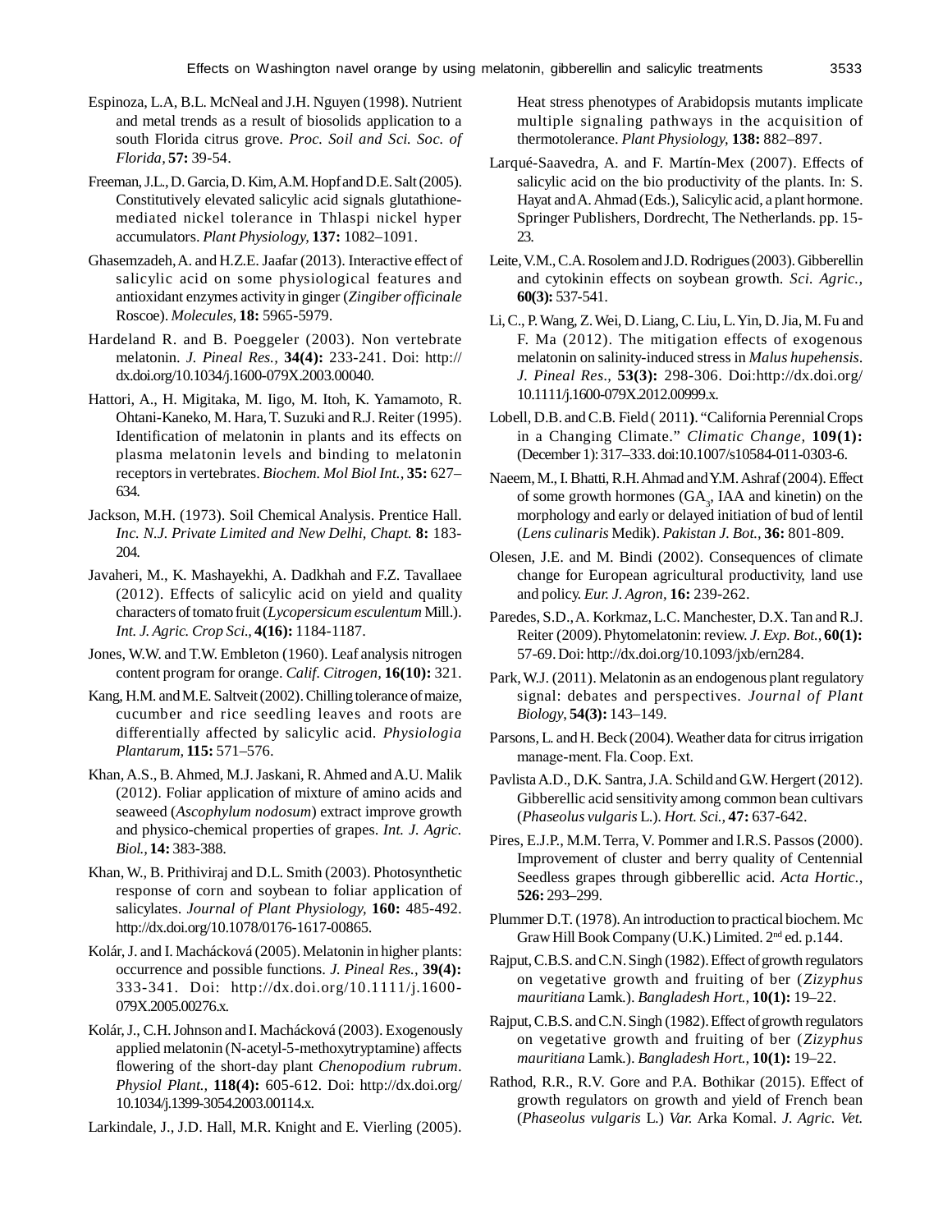Espinoza, L.A, B.L. McNeal and J.H. Nguyen (1998). Nutrient and metal trends as a result of biosolids application to a south Florida citrus grove. *Proc. Soil and Sci. Soc. of Florida,* **57:** 39-54.

Freeman, J.L., D. Garcia, D. Kim, A.M. Hopf and D.E. Salt (2005). Constitutively elevated salicylic acid signals glutathione-mediated nickel tolerance in Thlaspi nickel hyper accumulators. *Plant Physiology*, **137:** 1082–1091.

Ghasemzadeh, A. and H.Z.E. Jaafar (2013). Interactive effect of salicylic acid on some physiological features and antioxidant enzymes activity in ginger (*Zingiber officinale* Roscoe). *Molecules*, **18:** 5965-5979.

Hardeland R. and B. Poeggeler (2003). Non vertebrate melatonin. *J. Pineal Res.,* **34(4):** 233-241. Doi: http://dx.doi.org/10.1034/j.1600-079X.2003.00040.

Hattori, A., H. Migitaka, M. Iigo, M. Itoh, K. Yamamoto, R. Ohtani-Kaneko, M. Hara, T. Suzuki and R.J. Reiter (1995). Identification of melatonin in plants and its effects on plasma melatonin levels and binding to melatonin receptors in vertebrates. *Biochem. Mol Biol Int.,* **35:** 627–634.

Jackson, M.H. (1973). Soil Chemical Analysis. Prentice Hall. *Inc. N.J. Private Limited and New Delhi, Chapt.* **8:** 183-204.

Javaheri, M., K. Mashayekhi, A. Dadkhah and F.Z. Tavallaee (2012). Effects of salicylic acid on yield and quality characters of tomato fruit (*Lycopersicum esculentum* Mill.). *Int. J. Agric. Crop Sci.,* **4(16):** 1184-1187.

Jones, W.W. and T.W. Embleton (1960). Leaf analysis nitrogen content program for orange. *Calif. Citrogen,* **16(10):** 321.

Kang, H.M. and M.E. Saltveit (2002). Chilling tolerance of maize, cucumber and rice seedling leaves and roots are differentially affected by salicylic acid. *Physiologia Plantarum,* **115:** 571–576.

Khan, A.S., B. Ahmed, M.J. Jaskani, R. Ahmed and A.U. Malik (2012). Foliar application of mixture of amino acids and seaweed (*Ascophylum nodosum*) extract improve growth and physico-chemical properties of grapes. *Int. J. Agric. Biol.,* **14:** 383-388.

Khan, W., B. Prithiviraj and D.L. Smith (2003). Photosynthetic response of corn and soybean to foliar application of salicylates. *Journal of Plant Physiology,* **160:** 485-492. http://dx.doi.org/10.1078/0176-1617-00865.

Kolár, J. and I. Machácková (2005). Melatonin in higher plants: occurrence and possible functions. *J. Pineal Res.,* **39(4):** 333-341. Doi: http://dx.doi.org/10.1111/j.1600-079X.2005.00276.x.

Kolár, J., C.H. Johnson and I. Machácková (2003). Exogenously applied melatonin (N-acetyl-5-methoxytryptamine) affects flowering of the short-day plant *Chenopodium rubrum*. *Physiol Plant.,* **118(4):** 605-612. Doi: http://dx.doi.org/10.1034/j.1399-3054.2003.00114.x.

Larkindale, J., J.D. Hall, M.R. Knight and E. Vierling (2005). Heat stress phenotypes of Arabidopsis mutants implicate multiple signaling pathways in the acquisition of thermotolerance. *Plant Physiology,* **138:** 882–897.

Larqué-Saavedra, A. and F. Martín-Mex (2007). Effects of salicylic acid on the bio productivity of the plants. In: S. Hayat and A. Ahmad (Eds.), Salicylic acid, a plant hormone. Springer Publishers, Dordrecht, The Netherlands. pp. 15-23.

Leite, V.M., C.A. Rosolem and J.D. Rodrigues (2003). Gibberellin and cytokinin effects on soybean growth. *Sci. Agric.,* **60(3):** 537-541.

Li, C., P. Wang, Z. Wei, D. Liang, C. Liu, L. Yin, D. Jia, M. Fu and F. Ma (2012). The mitigation effects of exogenous melatonin on salinity-induced stress in *Malus hupehensis*. *J. Pineal Res*., **53(3):** 298-306. Doi:http://dx.doi.org/10.1111/j.1600-079X.2012.00999.x.

Lobell, D.B. and C.B. Field ( 2011**)**. "California Perennial Crops in a Changing Climate." *Climatic Change,* **109(1):** (December 1): 317–333. doi:10.1007/s10584-011-0303-6.

Naeem, M., I. Bhatti, R.H. Ahmad and Y.M. Ashraf (2004). Effect of some growth hormones ($GA_3$, IAA and kinetin) on the morphology and early or delayed initiation of bud of lentil (*Lens culinaris* Medik). *Pakistan J. Bot.,* **36:** 801-809.

Olesen, J.E. and M. Bindi (2002). Consequences of climate change for European agricultural productivity, land use and policy. *Eur. J. Agron,* **16:** 239-262.

Paredes, S.D., A. Korkmaz, L.C. Manchester, D.X. Tan and R.J. Reiter (2009). Phytomelatonin: review. *J. Exp. Bot.,* **60(1):** 57-69. Doi: http://dx.doi.org/10.1093/jxb/ern284.

Park, W.J. (2011). Melatonin as an endogenous plant regulatory signal: debates and perspectives. *Journal of Plant Biology,* **54(3):** 143–149.

Parsons, L. and H. Beck (2004). Weather data for citrus irrigation manage-ment. Fla. Coop. Ext.

Pavlista A.D., D.K. Santra, J.A. Schild and G.W. Hergert (2012). Gibberellic acid sensitivity among common bean cultivars (*Phaseolus vulgaris* L.). *Hort. Sci.,* **47:** 637-642.

Pires, E.J.P., M.M. Terra, V. Pommer and I.R.S. Passos (2000). Improvement of cluster and berry quality of Centennial Seedless grapes through gibberellic acid. *Acta Hortic.,* **526:** 293–299.

Plummer D.T. (1978). An introduction to practical biochem. Mc Graw Hill Book Company (U.K.) Limited. 2nd ed. p.144.

Rajput, C.B.S. and C.N. Singh (1982). Effect of growth regulators on vegetative growth and fruiting of ber (*Zizyphus mauritiana* Lamk.). *Bangladesh Hort.,* **10(1):** 19–22.

Rajput, C.B.S. and C.N. Singh (1982). Effect of growth regulators on vegetative growth and fruiting of ber (*Zizyphus mauritiana* Lamk.). *Bangladesh Hort.,* **10(1):** 19–22.

Rathod, R.R., R.V. Gore and P.A. Bothikar (2015). Effect of growth regulators on growth and yield of French bean (*Phaseolus vulgaris* L.) *Var.* Arka Komal. *J. Agric. Vet.*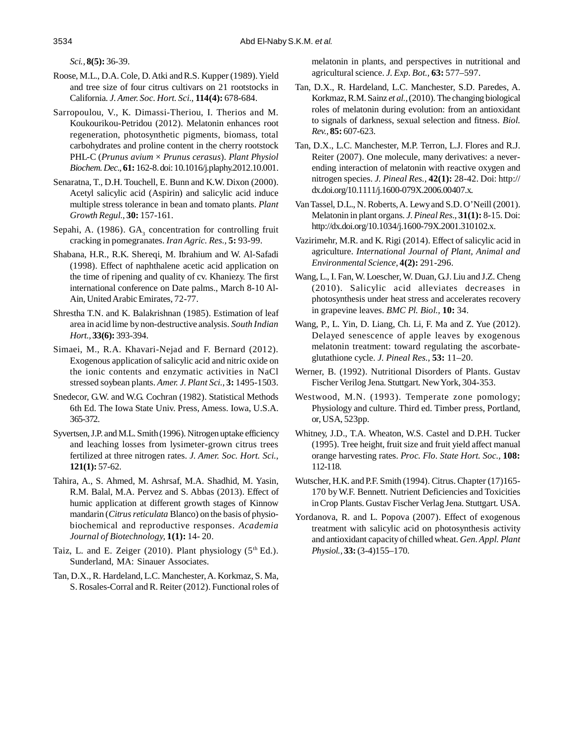*Sci.,* **8(5):** 36-39.

Roose, M.L., D.A. Cole, D. Atki and R.S. Kupper (1989). Yield and tree size of four citrus cultivars on 21 rootstocks in California. *J. Amer. Soc. Hort. Sci.,* **114(4):** 678-684.

Sarropoulou, V., K. Dimassi-Theriou, I. Therios and M. Koukourikou-Petridou (2012). Melatonin enhances root regeneration, photosynthetic pigments, biomass, total carbohydrates and proline content in the cherry rootstock PHL-C (*Prunus avium* × *Prunus cerasus*). *Plant Physiol Biochem. Dec.,* **61:** 162-8. doi: 10.1016/j.plaphy.2012.10.001.

Senaratna, T., D.H. Touchell, E. Bunn and K.W. Dixon (2000). Acetyl salicylic acid (Aspirin) and salicylic acid induce multiple stress tolerance in bean and tomato plants. *Plant Growth Regul.,* **30:** 157-161.

Sepahi, A. (1986). $GA_3$ concentration for controlling fruit cracking in pomegranates. *Iran Agric. Res.,* **5:** 93-99.

Shabana, H.R., R.K. Shereqi, M. Ibrahium and W. Al-Safadi (1998). Effect of naphthalene acetic acid application on the time of ripening and quality of cv. Khaniezy. The first international conference on Date palms., March 8-10 Al-Ain, United Arabic Emirates, 72-77.

Shrestha T.N. and K. Balakrishnan (1985). Estimation of leaf area in acid lime by non-destructive analysis. *South Indian Hort.,* **33(6):** 393-394.

Simaei, M., R.A. Khavari-Nejad and F. Bernard (2012). Exogenous application of salicylic acid and nitric oxide on the ionic contents and enzymatic activities in NaCl stressed soybean plants. *Amer. J. Plant Sci.,* **3:** 1495-1503.

Snedecor, G.W. and W.G. Cochran (1982). Statistical Methods 6th Ed. The Iowa State Univ. Press, Amess. Iowa, U.S.A. 365-372.

Syvertsen, J.P. and M.L. Smith (1996). Nitrogen uptake efficiency and leaching losses from lysimeter-grown citrus trees fertilized at three nitrogen rates. *J. Amer. Soc. Hort. Sci.,* **121(1):** 57-62.

Tahira, A., S. Ahmed, M. Ashrsaf, M.A. Shadhid, M. Yasin, R.M. Balal, M.A. Pervez and S. Abbas (2013). Effect of humic application at different growth stages of Kinnow mandarin (*Citrus reticulata* Blanco) on the basis of physio-biochemical and reproductive responses. *Academia Journal of Biotechnology,* **1(1):** 14- 20.

Taiz, L. and E. Zeiger (2010). Plant physiology (5th Ed.). Sunderland, MA: Sinauer Associates.

Tan, D.X., R. Hardeland, L.C. Manchester, A. Korkmaz, S. Ma, S. Rosales-Corral and R. Reiter (2012). Functional roles of melatonin in plants, and perspectives in nutritional and agricultural science. *J. Exp. Bot.,* **63:** 577–597.

Tan, D.X., R. Hardeland, L.C. Manchester, S.D. Paredes, A. Korkmaz, R.M. Sainz *et al.,* (2010). The changing biological roles of melatonin during evolution: from an antioxidant to signals of darkness, sexual selection and fitness. *Biol. Rev.,* **85:** 607-623.

Tan, D.X., L.C. Manchester, M.P. Terron, L.J. Flores and R.J. Reiter (2007). One molecule, many derivatives: a never-ending interaction of melatonin with reactive oxygen and nitrogen species. *J. Pineal Res.,* **42(1):** 28-42. Doi: http://dx.doi.org/10.1111/j.1600-079X.2006.00407.x.

Van Tassel, D.L., N. Roberts, A. Lewy and S.D. O'Neill (2001). Melatonin in plant organs. *J. Pineal Res.,* **31(1):** 8-15. Doi: http://dx.doi.org/10.1034/j.1600-79X.2001.310102.x.

Vazirimehr, M.R. and K. Rigi (2014). Effect of salicylic acid in agriculture. *International Journal of Plant, Animal and Environmental Science,* **4(2):** 291-296.

Wang, L., I. Fan, W. Loescher, W. Duan, G.J. Liu and J.Z. Cheng (2010). Salicylic acid alleviates decreases in photosynthesis under heat stress and accelerates recovery in grapevine leaves. *BMC Pl. Biol.,* **10:** 34.

Wang, P., L. Yin, D. Liang, Ch. Li, F. Ma and Z. Yue (2012). Delayed senescence of apple leaves by exogenous melatonin treatment: toward regulating the ascorbate-glutathione cycle. *J. Pineal Res.,* **53:** 11–20.

Werner, B. (1992). Nutritional Disorders of Plants. Gustav Fischer Verilog Jena. Stuttgart. New York, 304-353.

Westwood, M.N. (1993). Temperate zone pomology; Physiology and culture. Third ed. Timber press, Portland, or, USA, 523pp.

Whitney, J.D., T.A. Wheaton, W.S. Castel and D.P.H. Tucker (1995). Tree height, fruit size and fruit yield affect manual orange harvesting rates. *Proc. Flo. State Hort. Soc.,* **108:** 112-118.

Wutscher, H.K. and P.F. Smith (1994). Citrus. Chapter (17)165-170 by W.F. Bennett. Nutrient Deficiencies and Toxicities in Crop Plants. Gustav Fischer Verlag Jena. Stuttgart. USA.

Yordanova, R. and L. Popova (2007). Effect of exogenous treatment with salicylic acid on photosynthesis activity and antioxidant capacity of chilled wheat. *Gen. Appl. Plant Physiol.,* **33:** (3-4)155–170.